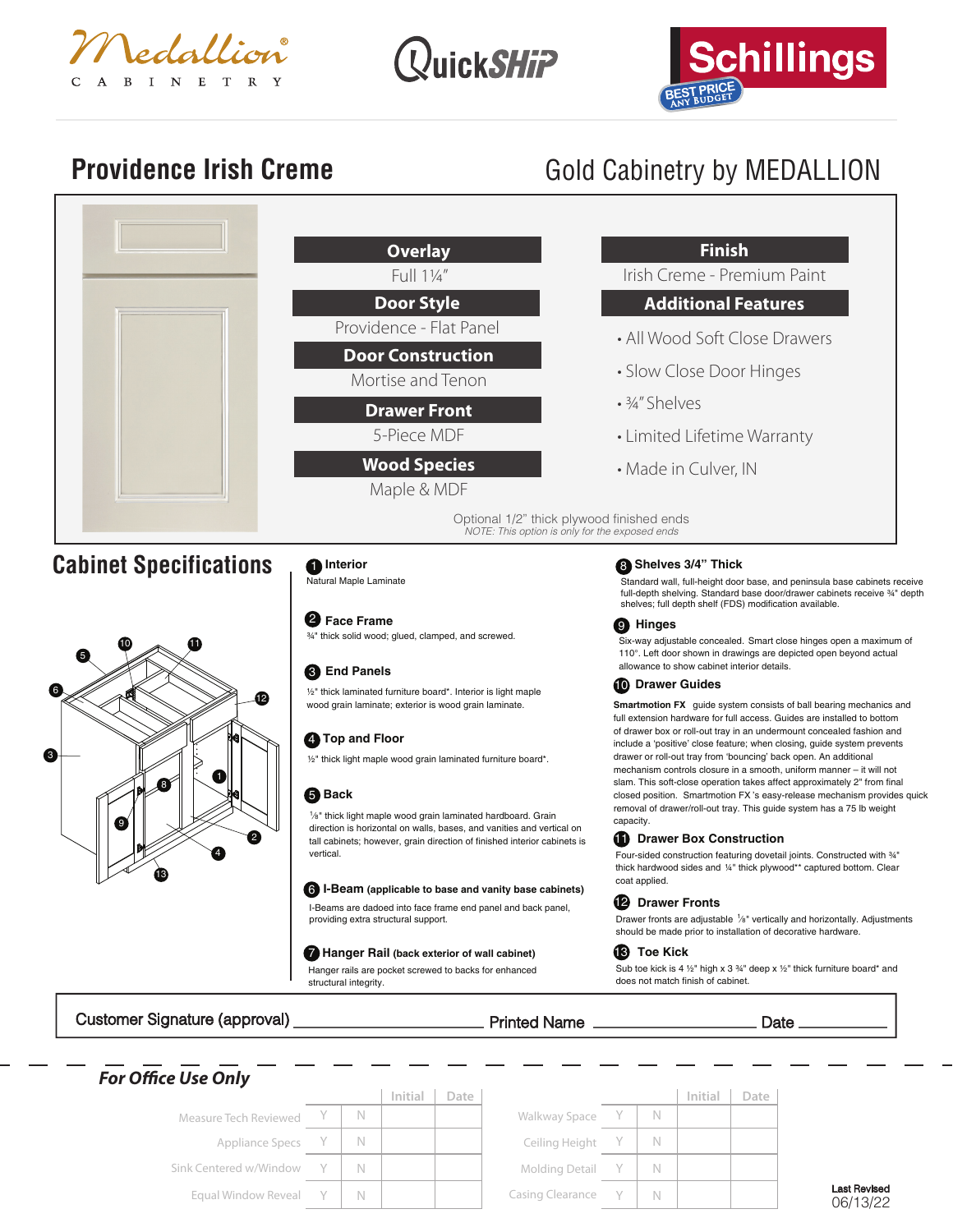Medallion® CABINETRY

QuickSHiP

Schillings — BEST PRICE ANY BUDGET

# Providence Irish Creme

## Gold Cabinetry by MEDALLION

**Overlay**
Full 1¼"

**Door Style**
Providence - Flat Panel

**Door Construction**
Mortise and Tenon

**Drawer Front**
5-Piece MDF

**Wood Species**
Maple & MDF

**Finish**
Irish Creme - Premium Paint

**Additional Features**

- All Wood Soft Close Drawers
- Slow Close Door Hinges
- ¾" Shelves
- Limited Lifetime Warranty
- Made in Culver, IN

Optional 1/2" thick plywood finished ends
*NOTE: This option is only for the exposed ends*

## Cabinet Specifications

**1 Interior**
Natural Maple Laminate

**2 Face Frame**
¾" thick solid wood; glued, clamped, and screwed.

**3 End Panels**
½" thick laminated furniture board*. Interior is light maple wood grain laminate; exterior is wood grain laminate.

**4 Top and Floor**
½" thick light maple wood grain laminated furniture board*.

**5 Back**
⅛" thick light maple wood grain laminated hardboard. Grain direction is horizontal on walls, bases, and vanities and vertical on tall cabinets; however, grain direction of finished interior cabinets is vertical.

**6 I-Beam (applicable to base and vanity base cabinets)**
I-Beams are dadoed into face frame end panel and back panel, providing extra structural support.

**7 Hanger Rail (back exterior of wall cabinet)**
Hanger rails are pocket screwed to backs for enhanced structural integrity.

**8 Shelves 3/4" Thick**
Standard wall, full-height door base, and peninsula base cabinets receive full-depth shelving. Standard base door/drawer cabinets receive ¾" depth shelves; full depth shelf (FDS) modification available.

**9 Hinges**
Six-way adjustable concealed. Smart close hinges open a maximum of 110°. Left door shown in drawings are depicted open beyond actual allowance to show cabinet interior details.

**10 Drawer Guides**
**Smartmotion FX** guide system consists of ball bearing mechanics and full extension hardware for full access. Guides are installed to bottom of drawer box or roll-out tray in an undermount concealed fashion and include a 'positive' close feature; when closing, guide system prevents drawer or roll-out tray from 'bouncing' back open. An additional mechanism controls closure in a smooth, uniform manner – it will not slam. This soft-close operation takes affect approximately 2" from final closed position. Smartmotion FX 's easy-release mechanism provides quick removal of drawer/roll-out tray. This guide system has a 75 lb weight capacity.

**11 Drawer Box Construction**
Four-sided construction featuring dovetail joints. Constructed with ¾" thick hardwood sides and ¼" thick plywood** captured bottom. Clear coat applied.

**12 Drawer Fronts**
Drawer fronts are adjustable ⅛" vertically and horizontally. Adjustments should be made prior to installation of decorative hardware.

**13 Toe Kick**
Sub toe kick is 4 ½" high x 3 ¾" deep x ½" thick furniture board* and does not match finish of cabinet.

Customer Signature (approval) ______________________ Printed Name ______________________ Date __________

### *For Office Use Only*

| | | | Initial | Date |
|---|---|---|---|---|
| Measure Tech Reviewed | Y | N | | |
| Appliance Specs | Y | N | | |
| Sink Centered w/Window | Y | N | | |
| Equal Window Reveal | Y | N | | |

| | | | Initial | Date |
|---|---|---|---|---|
| Walkway Space | Y | N | | |
| Ceiling Height | Y | N | | |
| Molding Detail | Y | N | | |
| Casing Clearance | Y | N | | |

Last Revised
06/13/22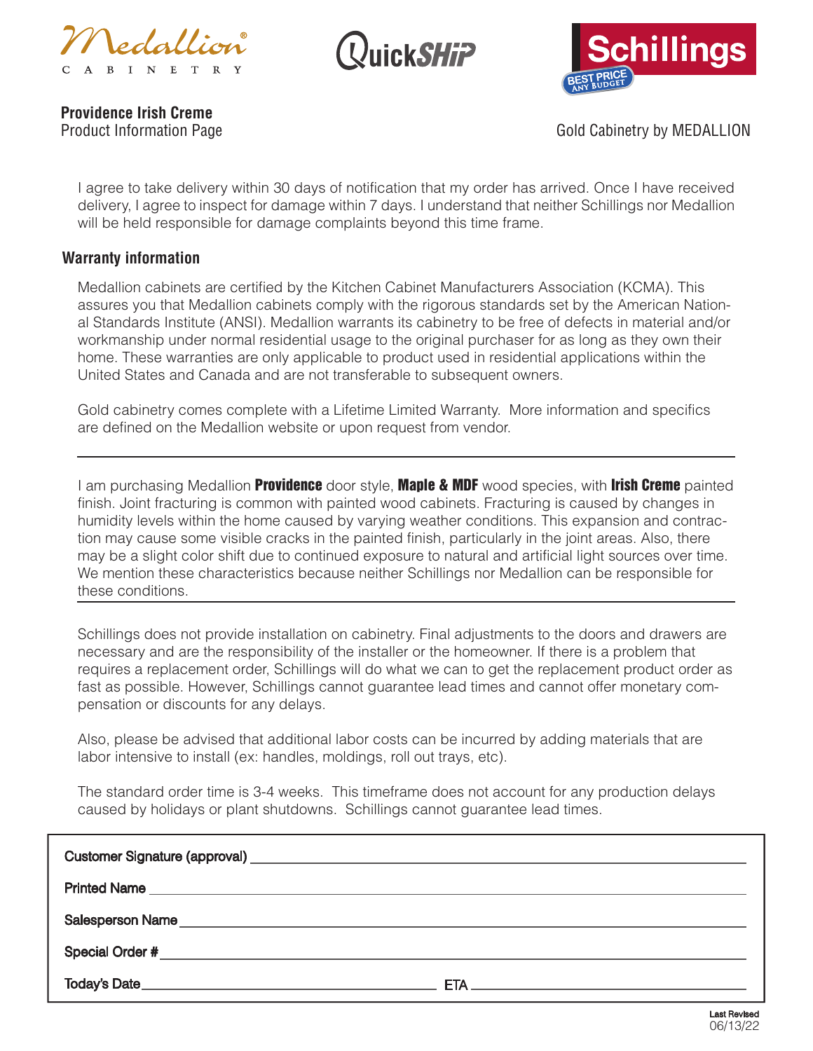Medallion® CABINETRY

QuickSHiP

Schillings — BEST PRICE ANY BUDGET

**Providence Irish Creme**
Product Information Page

Gold Cabinetry by MEDALLION

I agree to take delivery within 30 days of notification that my order has arrived. Once I have received delivery, I agree to inspect for damage within 7 days. I understand that neither Schillings nor Medallion will be held responsible for damage complaints beyond this time frame.

## Warranty information

Medallion cabinets are certified by the Kitchen Cabinet Manufacturers Association (KCMA). This assures you that Medallion cabinets comply with the rigorous standards set by the American National Standards Institute (ANSI). Medallion warrants its cabinetry to be free of defects in material and/or workmanship under normal residential usage to the original purchaser for as long as they own their home. These warranties are only applicable to product used in residential applications within the United States and Canada and are not transferable to subsequent owners.

Gold cabinetry comes complete with a Lifetime Limited Warranty. More information and specifics are defined on the Medallion website or upon request from vendor.

---

I am purchasing Medallion **Providence** door style, **Maple & MDF** wood species, with **Irish Creme** painted finish. Joint fracturing is common with painted wood cabinets. Fracturing is caused by changes in humidity levels within the home caused by varying weather conditions. This expansion and contraction may cause some visible cracks in the painted finish, particularly in the joint areas. Also, there may be a slight color shift due to continued exposure to natural and artificial light sources over time. We mention these characteristics because neither Schillings nor Medallion can be responsible for these conditions.

---

Schillings does not provide installation on cabinetry. Final adjustments to the doors and drawers are necessary and are the responsibility of the installer or the homeowner. If there is a problem that requires a replacement order, Schillings will do what we can to get the replacement product order as fast as possible. However, Schillings cannot guarantee lead times and cannot offer monetary compensation or discounts for any delays.

Also, please be advised that additional labor costs can be incurred by adding materials that are labor intensive to install (ex: handles, moldings, roll out trays, etc).

The standard order time is 3-4 weeks. This timeframe does not account for any production delays caused by holidays or plant shutdowns. Schillings cannot guarantee lead times.

Customer Signature (approval) ______________________________

Printed Name ______________________________

Salesperson Name ______________________________

Special Order # ______________________________

Today's Date ______________________ ETA ______________________

Last Revised 06/13/22